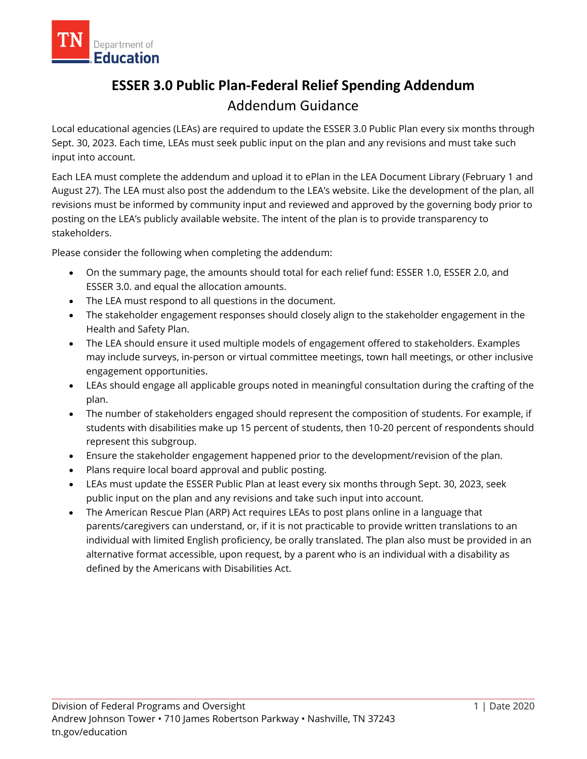# ESSER 3.0 Public Plan-Federal Relief Spending Addendum

## Addendum Guidance

Local educational agencies (LEAs) are required to update the ESSER 3.0 Public Plan every six months through Sept. 30, 2023. Each time, LEAs must seek public input on the plan and any revisions and must take such input into account.

Each LEA must complete the addendum and upload it to ePlan in the LEA Document Library (February 1 and August 27). The LEA must also post the addendum to the LEA's website. Like the development of the plan, all revisions must be informed by community input and reviewed and approved by the governing body prior to posting on the LEA's publicly available website. The intent of the plan is to provide transparency to stakeholders.

Please consider the following when completing the addendum:

- On the summary page, the amounts should total for each relief fund: ESSER 1.0, ESSER 2.0, and ESSER 3.0. and equal the allocation amounts.
- The LEA must respond to all questions in the document.
- The stakeholder engagement responses should closely align to the stakeholder engagement in the Health and Safety Plan.
- The LEA should ensure it used multiple models of engagement offered to stakeholders. Examples may include surveys, in-person or virtual committee meetings, town hall meetings, or other inclusive engagement opportunities.
- LEAs should engage all applicable groups noted in meaningful consultation during the crafting of the plan.
- The number of stakeholders engaged should represent the composition of students. For example, if students with disabilities make up 15 percent of students, then 10-20 percent of respondents should represent this subgroup.
- Ensure the stakeholder engagement happened prior to the development/revision of the plan.
- Plans require local board approval and public posting.
- LEAs must update the ESSER Public Plan at least every six months through Sept. 30, 2023, seek public input on the plan and any revisions and take such input into account.
- The American Rescue Plan (ARP) Act requires LEAs to post plans online in a language that parents/caregivers can understand, or, if it is not practicable to provide written translations to an individual with limited English proficiency, be orally translated. The plan also must be provided in an alternative format accessible, upon request, by a parent who is an individual with a disability as defined by the Americans with Disabilities Act.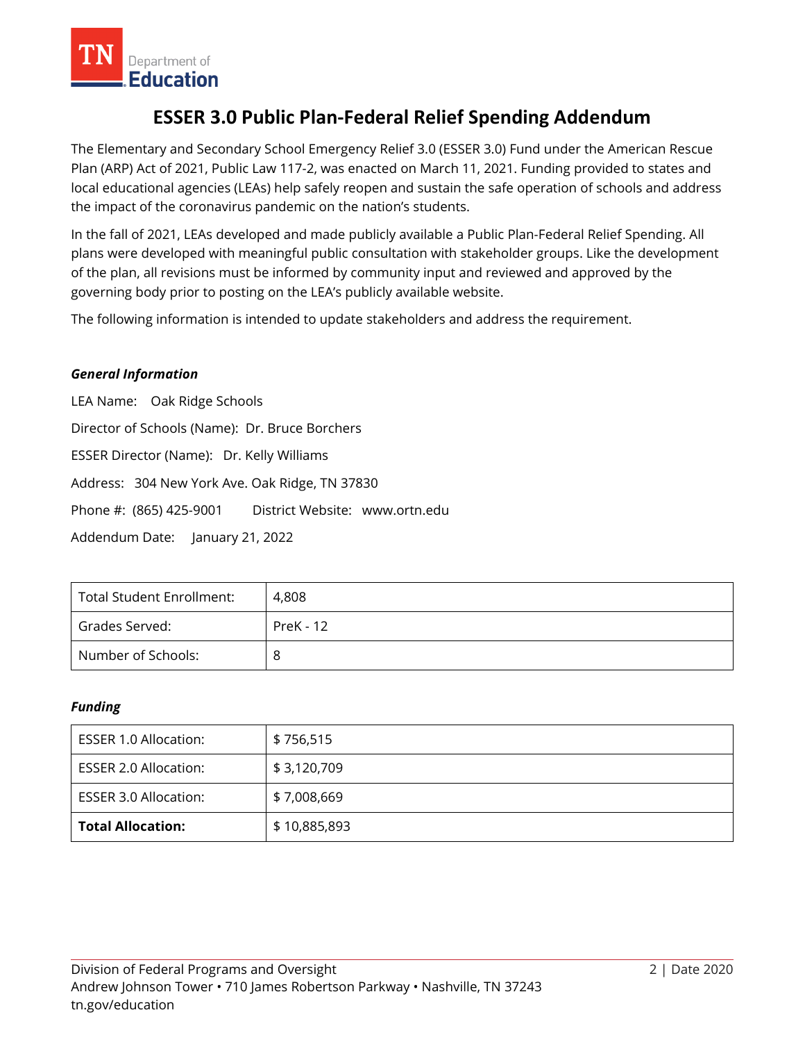# ESSER 3.0 Public Plan-Federal Relief Spending Addendum

The Elementary and Secondary School Emergency Relief 3.0 (ESSER 3.0) Fund under the American Rescue Plan (ARP) Act of 2021, Public Law 117-2, was enacted on March 11, 2021. Funding provided to states and local educational agencies (LEAs) help safely reopen and sustain the safe operation of schools and address the impact of the coronavirus pandemic on the nation's students.

In the fall of 2021, LEAs developed and made publicly available a Public Plan-Federal Relief Spending. All plans were developed with meaningful public consultation with stakeholder groups. Like the development of the plan, all revisions must be informed by community input and reviewed and approved by the governing body prior to posting on the LEA's publicly available website.

The following information is intended to update stakeholders and address the requirement.

***General Information***

LEA Name: Oak Ridge Schools

Director of Schools (Name): Dr. Bruce Borchers

ESSER Director (Name): Dr. Kelly Williams

Address: 304 New York Ave. Oak Ridge, TN 37830

Phone #: (865) 425-9001 District Website: www.ortn.edu

Addendum Date: January 21, 2022

| | |
|---|---|
| Total Student Enrollment: | 4,808 |
| Grades Served: | PreK - 12 |
| Number of Schools: | 8 |

***Funding***

| | |
|---|---|
| ESSER 1.0 Allocation: | $ 756,515 |
| ESSER 2.0 Allocation: | $ 3,120,709 |
| ESSER 3.0 Allocation: | $ 7,008,669 |
| **Total Allocation:** | $ 10,885,893 |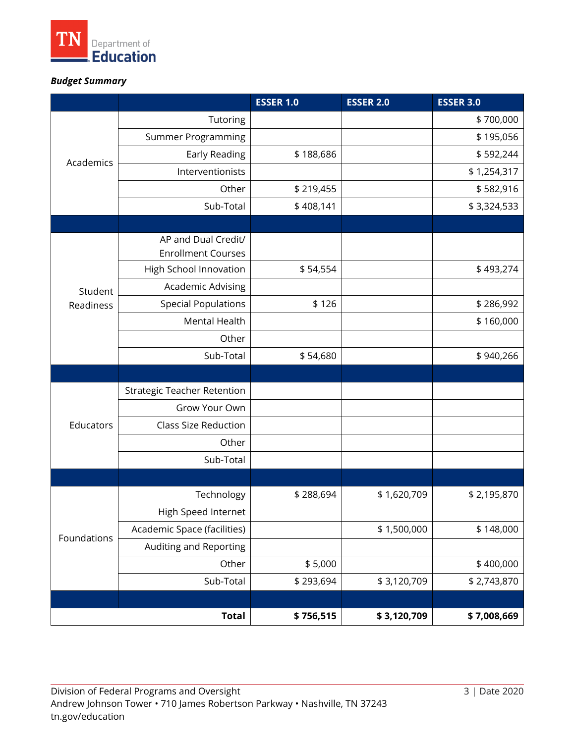***Budget Summary***

| | | ESSER 1.0 | ESSER 2.0 | ESSER 3.0 |
|---|---|---|---|---|
| Academics | Tutoring | | | $ 700,000 |
| | Summer Programming | | | $ 195,056 |
| | Early Reading | $ 188,686 | | $ 592,244 |
| | Interventionists | | | $ 1,254,317 |
| | Other | $ 219,455 | | $ 582,916 |
| | Sub-Total | $ 408,141 | | $ 3,324,533 |
| | | | | |
| Student Readiness | AP and Dual Credit/ Enrollment Courses | | | |
| | High School Innovation | $ 54,554 | | $ 493,274 |
| | Academic Advising | | | |
| | Special Populations | $ 126 | | $ 286,992 |
| | Mental Health | | | $ 160,000 |
| | Other | | | |
| | Sub-Total | $ 54,680 | | $ 940,266 |
| | | | | |
| Educators | Strategic Teacher Retention | | | |
| | Grow Your Own | | | |
| | Class Size Reduction | | | |
| | Other | | | |
| | Sub-Total | | | |
| | | | | |
| Foundations | Technology | $ 288,694 | $ 1,620,709 | $ 2,195,870 |
| | High Speed Internet | | | |
| | Academic Space (facilities) | | $ 1,500,000 | $ 148,000 |
| | Auditing and Reporting | | | |
| | Other | $ 5,000 | | $ 400,000 |
| | Sub-Total | $ 293,694 | $ 3,120,709 | $ 2,743,870 |
| | | | | |
| | **Total** | **$ 756,515** | **$ 3,120,709** | **$ 7,008,669** |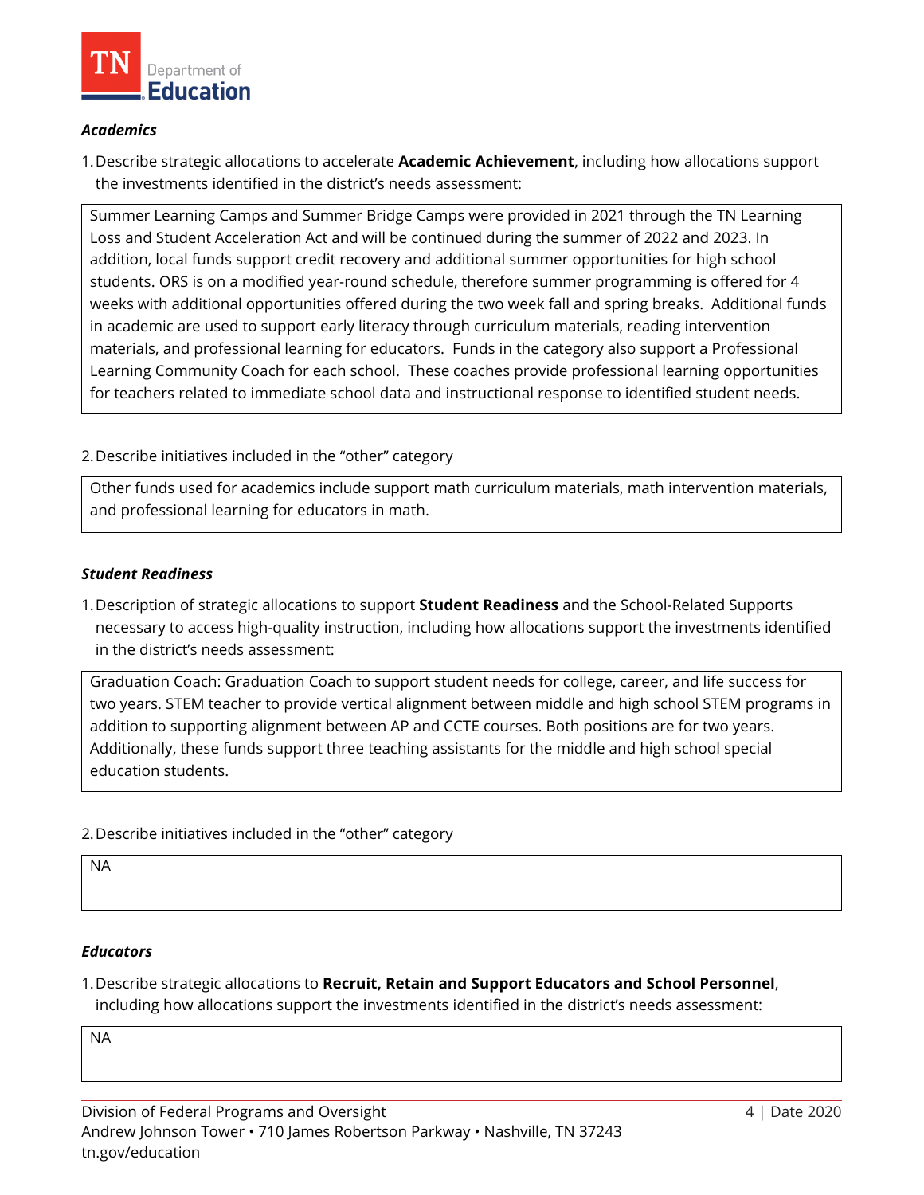***Academics***

1. Describe strategic allocations to accelerate **Academic Achievement**, including how allocations support the investments identified in the district's needs assessment:

> Summer Learning Camps and Summer Bridge Camps were provided in 2021 through the TN Learning Loss and Student Acceleration Act and will be continued during the summer of 2022 and 2023. In addition, local funds support credit recovery and additional summer opportunities for high school students. ORS is on a modified year-round schedule, therefore summer programming is offered for 4 weeks with additional opportunities offered during the two week fall and spring breaks. Additional funds in academic are used to support early literacy through curriculum materials, reading intervention materials, and professional learning for educators. Funds in the category also support a Professional Learning Community Coach for each school. These coaches provide professional learning opportunities for teachers related to immediate school data and instructional response to identified student needs.

2. Describe initiatives included in the "other" category

> Other funds used for academics include support math curriculum materials, math intervention materials, and professional learning for educators in math.

***Student Readiness***

1. Description of strategic allocations to support **Student Readiness** and the School-Related Supports necessary to access high-quality instruction, including how allocations support the investments identified in the district's needs assessment:

> Graduation Coach: Graduation Coach to support student needs for college, career, and life success for two years. STEM teacher to provide vertical alignment between middle and high school STEM programs in addition to supporting alignment between AP and CCTE courses. Both positions are for two years. Additionally, these funds support three teaching assistants for the middle and high school special education students.

2. Describe initiatives included in the "other" category

> NA

***Educators***

1. Describe strategic allocations to **Recruit, Retain and Support Educators and School Personnel**, including how allocations support the investments identified in the district's needs assessment:

> NA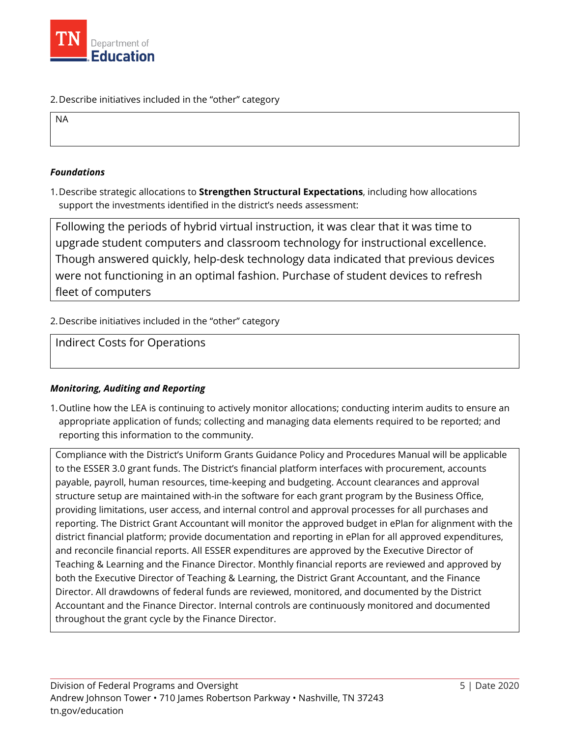2. Describe initiatives included in the "other" category

NA

***Foundations***

1. Describe strategic allocations to **Strengthen Structural Expectations**, including how allocations support the investments identified in the district's needs assessment:

Following the periods of hybrid virtual instruction, it was clear that it was time to upgrade student computers and classroom technology for instructional excellence. Though answered quickly, help-desk technology data indicated that previous devices were not functioning in an optimal fashion. Purchase of student devices to refresh fleet of computers

2. Describe initiatives included in the "other" category

Indirect Costs for Operations

***Monitoring, Auditing and Reporting***

1. Outline how the LEA is continuing to actively monitor allocations; conducting interim audits to ensure an appropriate application of funds; collecting and managing data elements required to be reported; and reporting this information to the community.

Compliance with the District's Uniform Grants Guidance Policy and Procedures Manual will be applicable to the ESSER 3.0 grant funds. The District's financial platform interfaces with procurement, accounts payable, payroll, human resources, time-keeping and budgeting. Account clearances and approval structure setup are maintained with-in the software for each grant program by the Business Office, providing limitations, user access, and internal control and approval processes for all purchases and reporting. The District Grant Accountant will monitor the approved budget in ePlan for alignment with the district financial platform; provide documentation and reporting in ePlan for all approved expenditures, and reconcile financial reports. All ESSER expenditures are approved by the Executive Director of Teaching & Learning and the Finance Director. Monthly financial reports are reviewed and approved by both the Executive Director of Teaching & Learning, the District Grant Accountant, and the Finance Director. All drawdowns of federal funds are reviewed, monitored, and documented by the District Accountant and the Finance Director. Internal controls are continuously monitored and documented throughout the grant cycle by the Finance Director.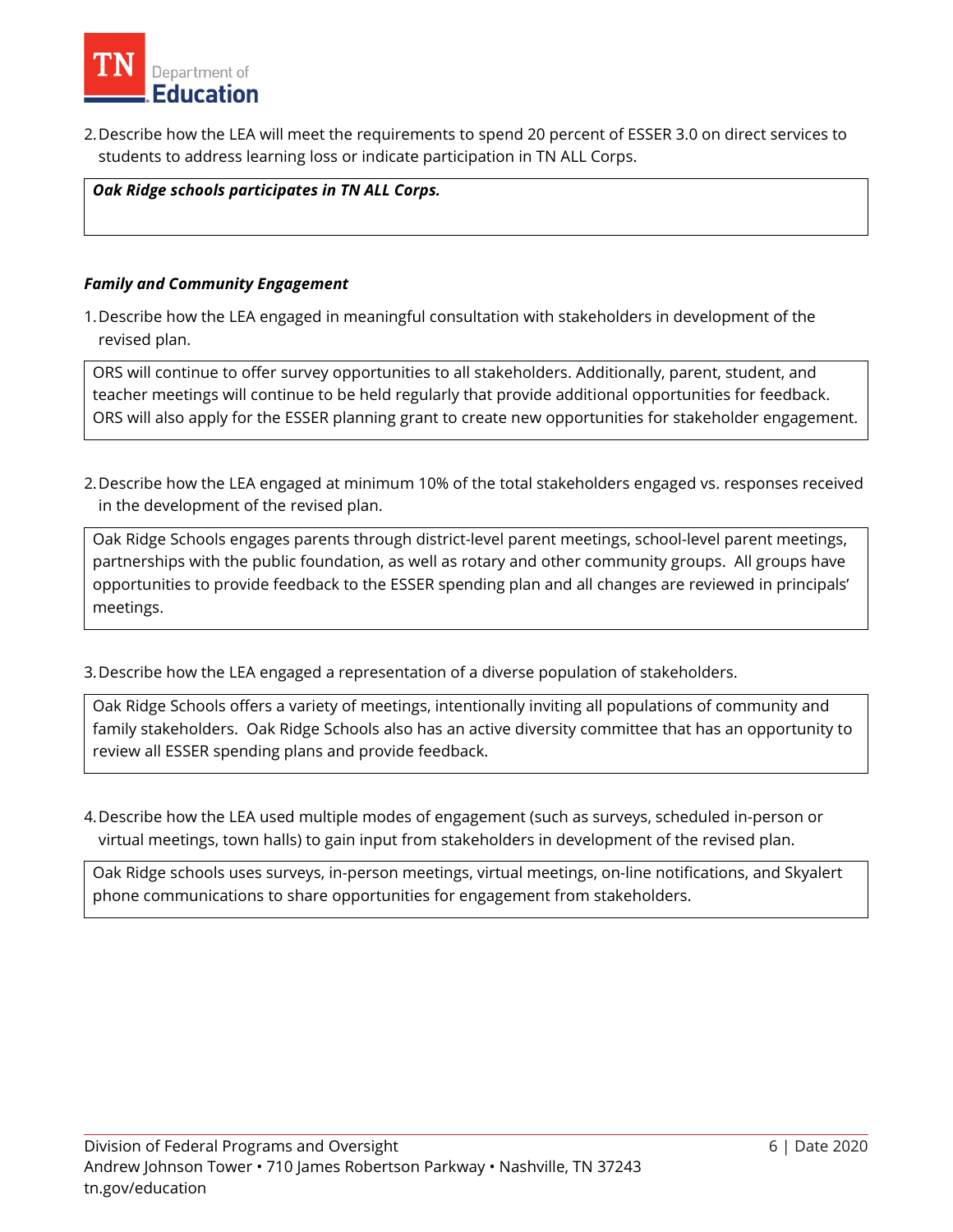2. Describe how the LEA will meet the requirements to spend 20 percent of ESSER 3.0 on direct services to students to address learning loss or indicate participation in TN ALL Corps.

| |
|---|
| ***Oak Ridge schools participates in TN ALL Corps.*** |

### *Family and Community Engagement*

1. Describe how the LEA engaged in meaningful consultation with stakeholders in development of the revised plan.

| |
|---|
| ORS will continue to offer survey opportunities to all stakeholders. Additionally, parent, student, and teacher meetings will continue to be held regularly that provide additional opportunities for feedback. ORS will also apply for the ESSER planning grant to create new opportunities for stakeholder engagement. |

2. Describe how the LEA engaged at minimum 10% of the total stakeholders engaged vs. responses received in the development of the revised plan.

| |
|---|
| Oak Ridge Schools engages parents through district-level parent meetings, school-level parent meetings, partnerships with the public foundation, as well as rotary and other community groups. All groups have opportunities to provide feedback to the ESSER spending plan and all changes are reviewed in principals' meetings. |

3. Describe how the LEA engaged a representation of a diverse population of stakeholders.

| |
|---|
| Oak Ridge Schools offers a variety of meetings, intentionally inviting all populations of community and family stakeholders. Oak Ridge Schools also has an active diversity committee that has an opportunity to review all ESSER spending plans and provide feedback. |

4. Describe how the LEA used multiple modes of engagement (such as surveys, scheduled in-person or virtual meetings, town halls) to gain input from stakeholders in development of the revised plan.

| |
|---|
| Oak Ridge schools uses surveys, in-person meetings, virtual meetings, on-line notifications, and Skyalert phone communications to share opportunities for engagement from stakeholders. |